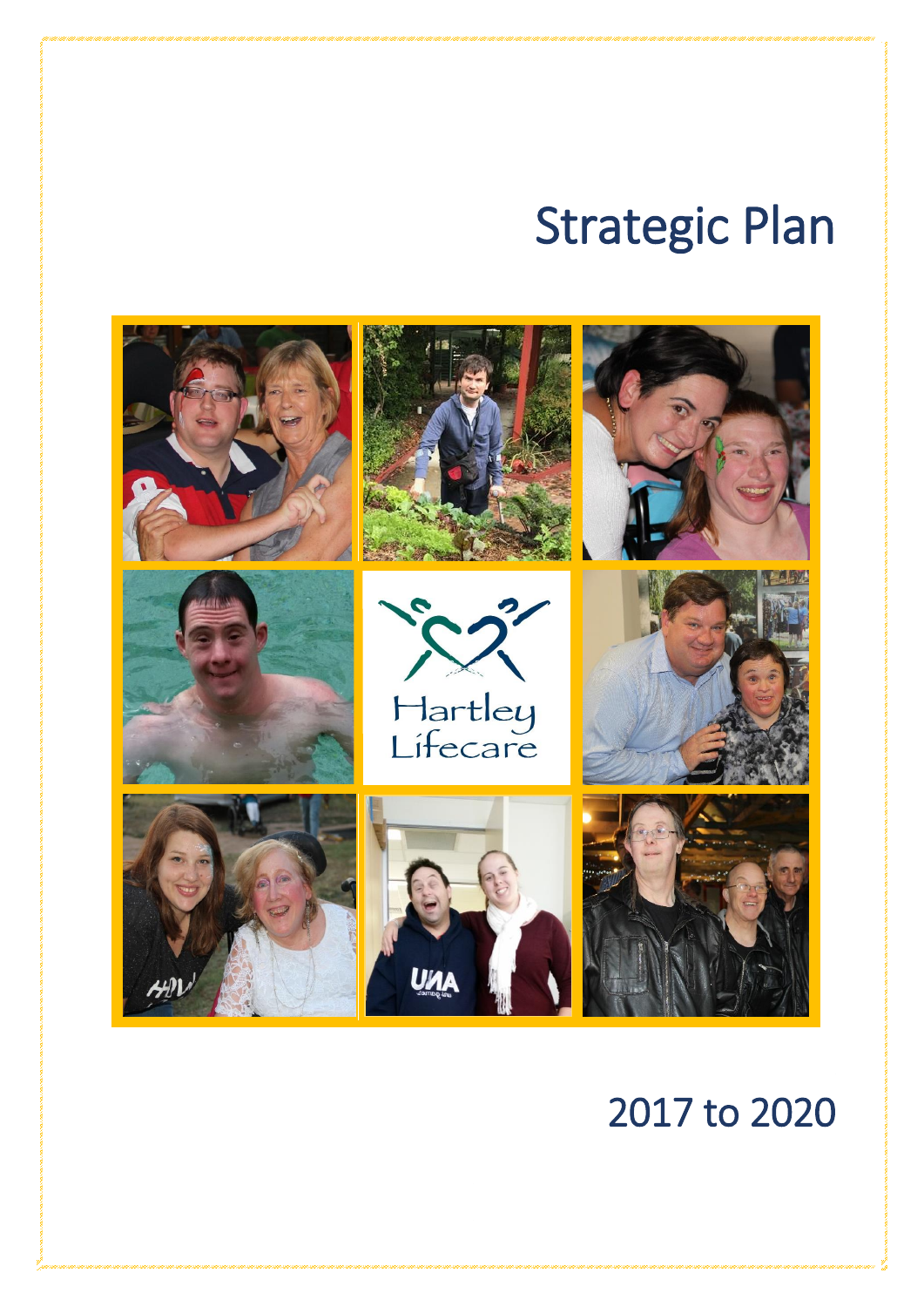# Strategic Plan

Hartley Lifecare

2017 to 2020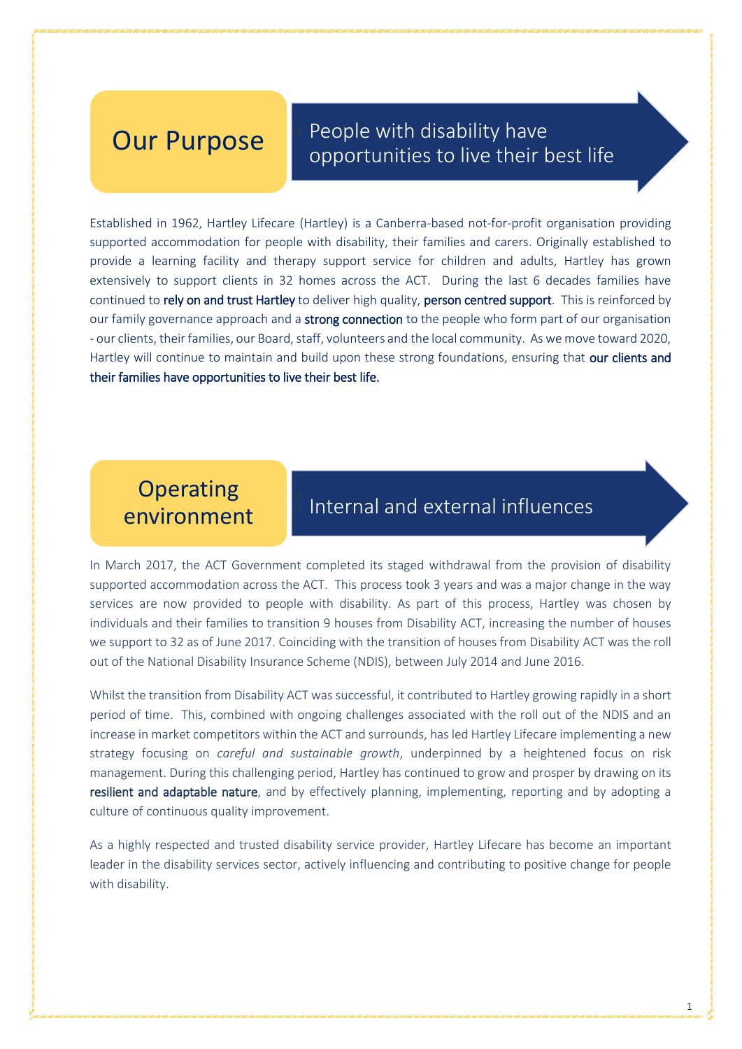## Our Purpose

**People with disability have opportunities to live their best life**

Established in 1962, Hartley Lifecare (Hartley) is a Canberra-based not-for-profit organisation providing supported accommodation for people with disability, their families and carers. Originally established to provide a learning facility and therapy support service for children and adults, Hartley has grown extensively to support clients in 32 homes across the ACT. During the last 6 decades families have continued to **rely on and trust Hartley** to deliver high quality, **person centred support**. This is reinforced by our family governance approach and a **strong connection** to the people who form part of our organisation - our clients, their families, our Board, staff, volunteers and the local community. As we move toward 2020, Hartley will continue to maintain and build upon these strong foundations, ensuring that **our clients and their families have opportunities to live their best life.**

## Operating environment

**Internal and external influences**

In March 2017, the ACT Government completed its staged withdrawal from the provision of disability supported accommodation across the ACT. This process took 3 years and was a major change in the way services are now provided to people with disability. As part of this process, Hartley was chosen by individuals and their families to transition 9 houses from Disability ACT, increasing the number of houses we support to 32 as of June 2017. Coinciding with the transition of houses from Disability ACT was the roll out of the National Disability Insurance Scheme (NDIS), between July 2014 and June 2016.

Whilst the transition from Disability ACT was successful, it contributed to Hartley growing rapidly in a short period of time. This, combined with ongoing challenges associated with the roll out of the NDIS and an increase in market competitors within the ACT and surrounds, has led Hartley Lifecare implementing a new strategy focusing on *careful and sustainable growth*, underpinned by a heightened focus on risk management. During this challenging period, Hartley has continued to grow and prosper by drawing on its **resilient and adaptable nature**, and by effectively planning, implementing, reporting and by adopting a culture of continuous quality improvement.

As a highly respected and trusted disability service provider, Hartley Lifecare has become an important leader in the disability services sector, actively influencing and contributing to positive change for people with disability.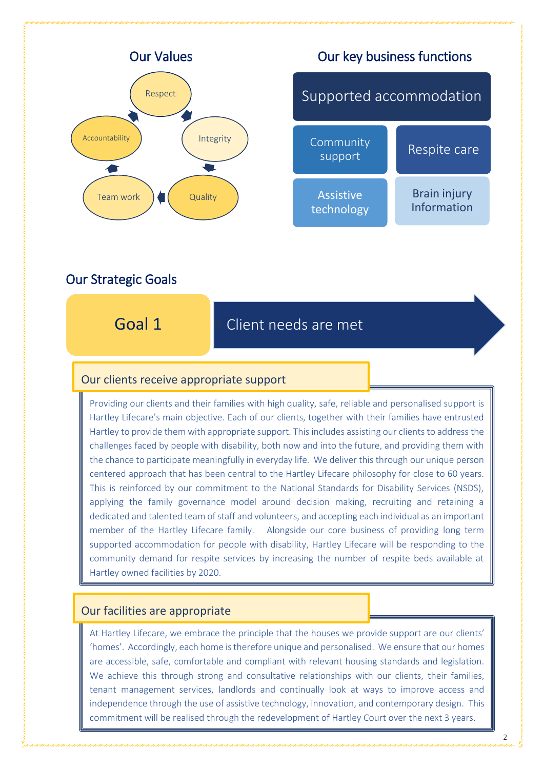## Our Values

- Respect
- Integrity
- Quality
- Team work
- Accountability

## Our key business functions

- Supported accommodation
- Community support
- Respite care
- Assistive technology
- Brain injury Information

## Our Strategic Goals

### Goal 1 — Client needs are met

#### Our clients receive appropriate support

Providing our clients and their families with high quality, safe, reliable and personalised support is Hartley Lifecare's main objective. Each of our clients, together with their families have entrusted Hartley to provide them with appropriate support. This includes assisting our clients to address the challenges faced by people with disability, both now and into the future, and providing them with the chance to participate meaningfully in everyday life. We deliver this through our unique person centered approach that has been central to the Hartley Lifecare philosophy for close to 60 years. This is reinforced by our commitment to the National Standards for Disability Services (NSDS), applying the family governance model around decision making, recruiting and retaining a dedicated and talented team of staff and volunteers, and accepting each individual as an important member of the Hartley Lifecare family. Alongside our core business of providing long term supported accommodation for people with disability, Hartley Lifecare will be responding to the community demand for respite services by increasing the number of respite beds available at Hartley owned facilities by 2020.

#### Our facilities are appropriate

At Hartley Lifecare, we embrace the principle that the houses we provide support are our clients' 'homes'. Accordingly, each home is therefore unique and personalised. We ensure that our homes are accessible, safe, comfortable and compliant with relevant housing standards and legislation. We achieve this through strong and consultative relationships with our clients, their families, tenant management services, landlords and continually look at ways to improve access and independence through the use of assistive technology, innovation, and contemporary design. This commitment will be realised through the redevelopment of Hartley Court over the next 3 years.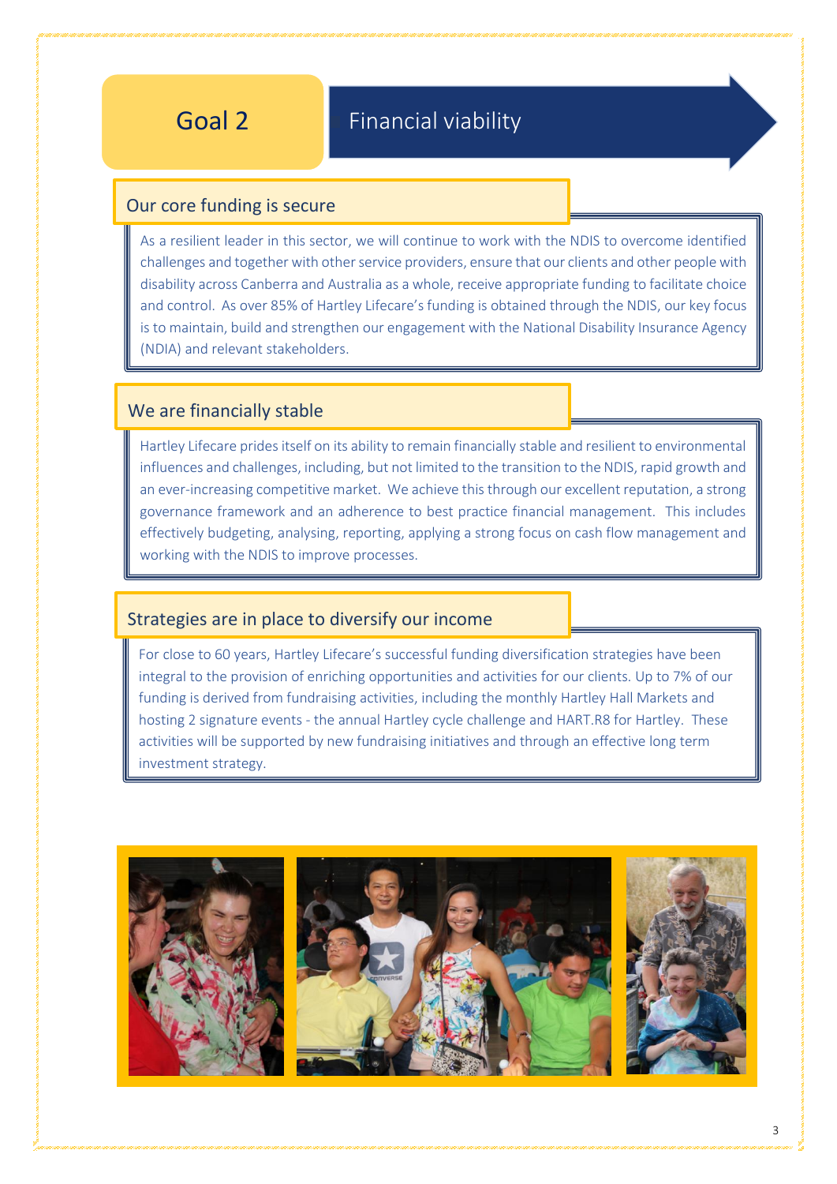# Goal 2

## Financial viability

### Our core funding is secure

As a resilient leader in this sector, we will continue to work with the NDIS to overcome identified challenges and together with other service providers, ensure that our clients and other people with disability across Canberra and Australia as a whole, receive appropriate funding to facilitate choice and control. As over 85% of Hartley Lifecare's funding is obtained through the NDIS, our key focus is to maintain, build and strengthen our engagement with the National Disability Insurance Agency (NDIA) and relevant stakeholders.

### We are financially stable

Hartley Lifecare prides itself on its ability to remain financially stable and resilient to environmental influences and challenges, including, but not limited to the transition to the NDIS, rapid growth and an ever-increasing competitive market. We achieve this through our excellent reputation, a strong governance framework and an adherence to best practice financial management. This includes effectively budgeting, analysing, reporting, applying a strong focus on cash flow management and working with the NDIS to improve processes.

### Strategies are in place to diversify our income

For close to 60 years, Hartley Lifecare's successful funding diversification strategies have been integral to the provision of enriching opportunities and activities for our clients. Up to 7% of our funding is derived from fundraising activities, including the monthly Hartley Hall Markets and hosting 2 signature events - the annual Hartley cycle challenge and HART.R8 for Hartley. These activities will be supported by new fundraising initiatives and through an effective long term investment strategy.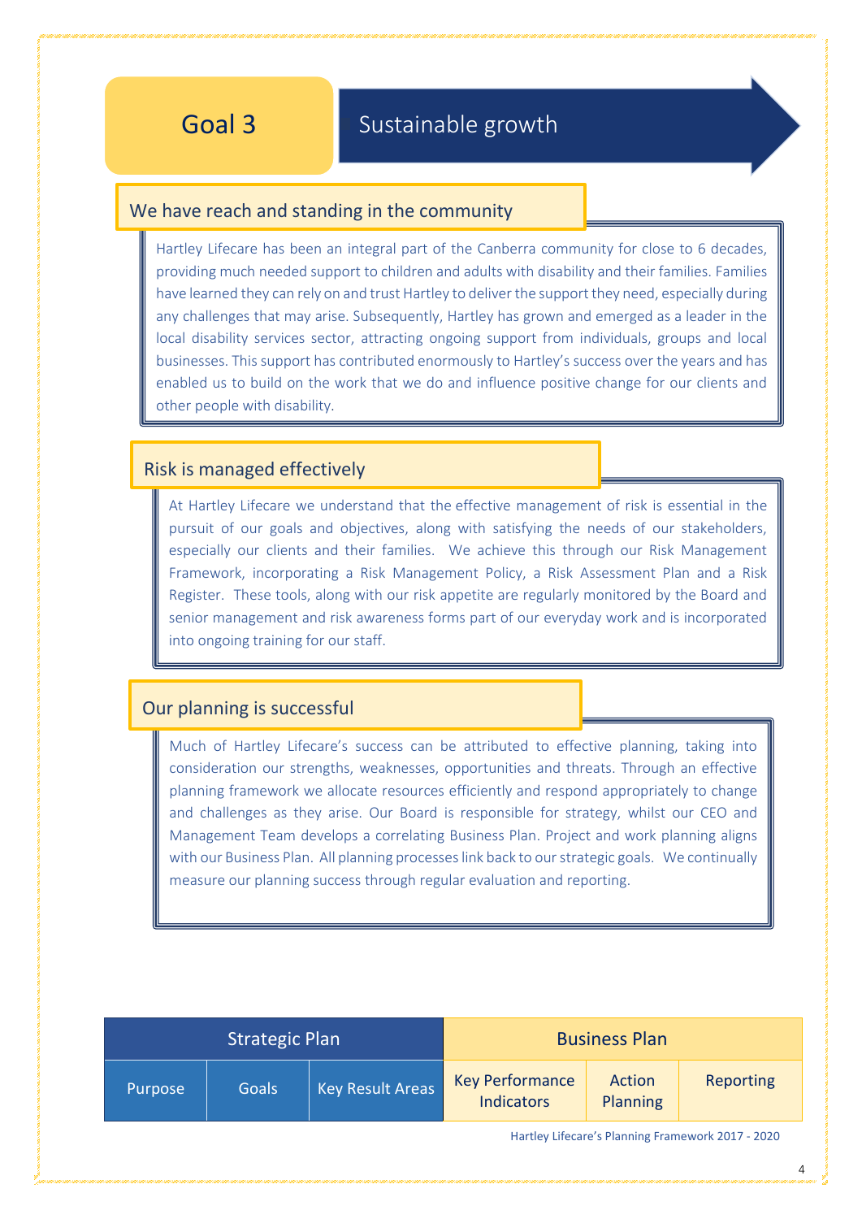# Goal 3 Sustainable growth

## We have reach and standing in the community

Hartley Lifecare has been an integral part of the Canberra community for close to 6 decades, providing much needed support to children and adults with disability and their families. Families have learned they can rely on and trust Hartley to deliver the support they need, especially during any challenges that may arise. Subsequently, Hartley has grown and emerged as a leader in the local disability services sector, attracting ongoing support from individuals, groups and local businesses. This support has contributed enormously to Hartley's success over the years and has enabled us to build on the work that we do and influence positive change for our clients and other people with disability.

## Risk is managed effectively

At Hartley Lifecare we understand that the effective management of risk is essential in the pursuit of our goals and objectives, along with satisfying the needs of our stakeholders, especially our clients and their families. We achieve this through our Risk Management Framework, incorporating a Risk Management Policy, a Risk Assessment Plan and a Risk Register. These tools, along with our risk appetite are regularly monitored by the Board and senior management and risk awareness forms part of our everyday work and is incorporated into ongoing training for our staff.

## Our planning is successful

Much of Hartley Lifecare's success can be attributed to effective planning, taking into consideration our strengths, weaknesses, opportunities and threats. Through an effective planning framework we allocate resources efficiently and respond appropriately to change and challenges as they arise. Our Board is responsible for strategy, whilst our CEO and Management Team develops a correlating Business Plan. Project and work planning aligns with our Business Plan. All planning processes link back to our strategic goals. We continually measure our planning success through regular evaluation and reporting.

| Strategic Plan | | | Business Plan | | |
|---|---|---|---|---|---|
| Purpose | Goals | Key Result Areas | Key Performance Indicators | Action Planning | Reporting |

Hartley Lifecare's Planning Framework 2017 - 2020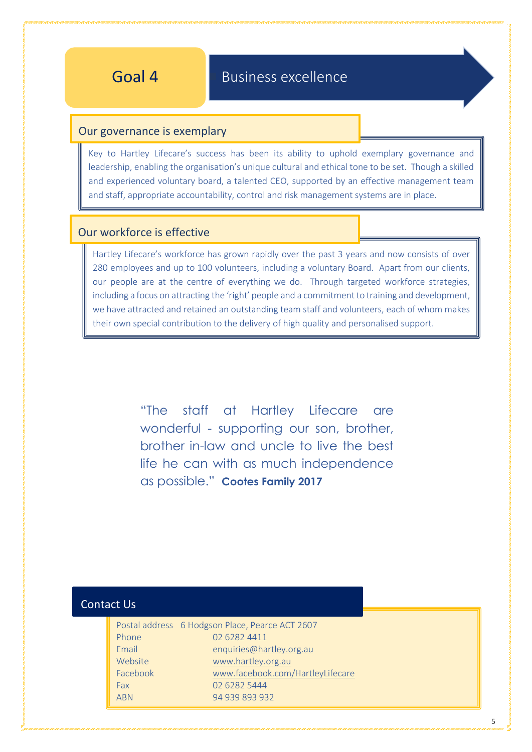# Goal 4 Business excellence

## Our governance is exemplary

Key to Hartley Lifecare's success has been its ability to uphold exemplary governance and leadership, enabling the organisation's unique cultural and ethical tone to be set. Though a skilled and experienced voluntary board, a talented CEO, supported by an effective management team and staff, appropriate accountability, control and risk management systems are in place.

## Our workforce is effective

Hartley Lifecare's workforce has grown rapidly over the past 3 years and now consists of over 280 employees and up to 100 volunteers, including a voluntary Board. Apart from our clients, our people are at the centre of everything we do. Through targeted workforce strategies, including a focus on attracting the 'right' people and a commitment to training and development, we have attracted and retained an outstanding team staff and volunteers, each of whom makes their own special contribution to the delivery of high quality and personalised support.

"The staff at Hartley Lifecare are wonderful - supporting our son, brother, brother in-law and uncle to live the best life he can with as much independence as possible." **Cootes Family 2017**

## Contact Us

| | |
|---|---|
| Postal address | 6 Hodgson Place, Pearce ACT 2607 |
| Phone | 02 6282 4411 |
| Email | enquiries@hartley.org.au |
| Website | www.hartley.org.au |
| Facebook | www.facebook.com/HartleyLifecare |
| Fax | 02 6282 5444 |
| ABN | 94 939 893 932 |